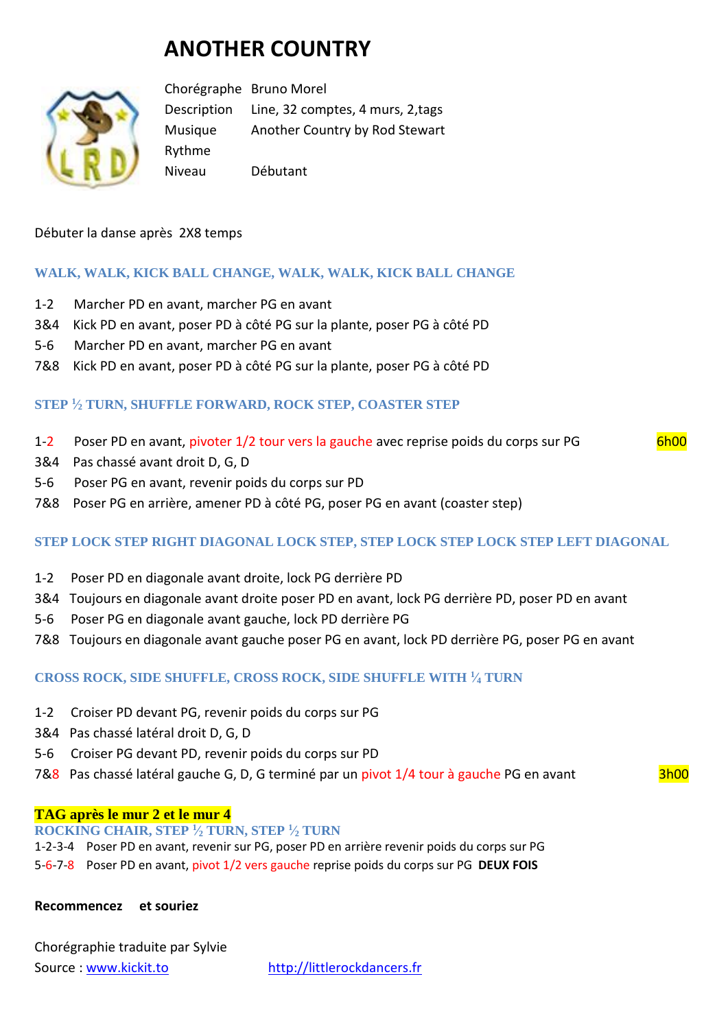# ANOTHER COUNTRY

| | |
|---|---|
| Chorégraphe | Bruno Morel |
| Description | Line, 32 comptes, 4 murs, 2,tags |
| Musique | Another Country by Rod Stewart |
| Rythme | |
| Niveau | Débutant |

Débuter la danse après 2X8 temps

### WALK, WALK, KICK BALL CHANGE, WALK, WALK, KICK BALL CHANGE

1-2 Marcher PD en avant, marcher PG en avant
3&4 Kick PD en avant, poser PD à côté PG sur la plante, poser PG à côté PD
5-6 Marcher PD en avant, marcher PG en avant
7&8 Kick PD en avant, poser PD à côté PG sur la plante, poser PG à côté PD

### STEP ½ TURN, SHUFFLE FORWARD, ROCK STEP, COASTER STEP

1-2 Poser PD en avant, pivoter 1/2 tour vers la gauche avec reprise poids du corps sur PG — 6h00
3&4 Pas chassé avant droit D, G, D
5-6 Poser PG en avant, revenir poids du corps sur PD
7&8 Poser PG en arrière, amener PD à côté PG, poser PG en avant (coaster step)

### STEP LOCK STEP RIGHT DIAGONAL LOCK STEP, STEP LOCK STEP LOCK STEP LEFT DIAGONAL

1-2 Poser PD en diagonale avant droite, lock PG derrière PD
3&4 Toujours en diagonale avant droite poser PD en avant, lock PG derrière PD, poser PD en avant
5-6 Poser PG en diagonale avant gauche, lock PD derrière PG
7&8 Toujours en diagonale avant gauche poser PG en avant, lock PD derrière PG, poser PG en avant

### CROSS ROCK, SIDE SHUFFLE, CROSS ROCK, SIDE SHUFFLE WITH ¼ TURN

1-2 Croiser PD devant PG, revenir poids du corps sur PG
3&4 Pas chassé latéral droit D, G, D
5-6 Croiser PG devant PD, revenir poids du corps sur PD
7&8 Pas chassé latéral gauche G, D, G terminé par un pivot 1/4 tour à gauche PG en avant — 3h00

**TAG après le mur 2 et le mur 4**

### ROCKING CHAIR, STEP ½ TURN, STEP ½ TURN

1-2-3-4 Poser PD en avant, revenir sur PG, poser PD en arrière revenir poids du corps sur PG
5-6-7-8 Poser PD en avant, pivot 1/2 vers gauche reprise poids du corps sur PG **DEUX FOIS**

**Recommencez et souriez**

Chorégraphie traduite par Sylvie
Source : www.kickit.to http://littlerockdancers.fr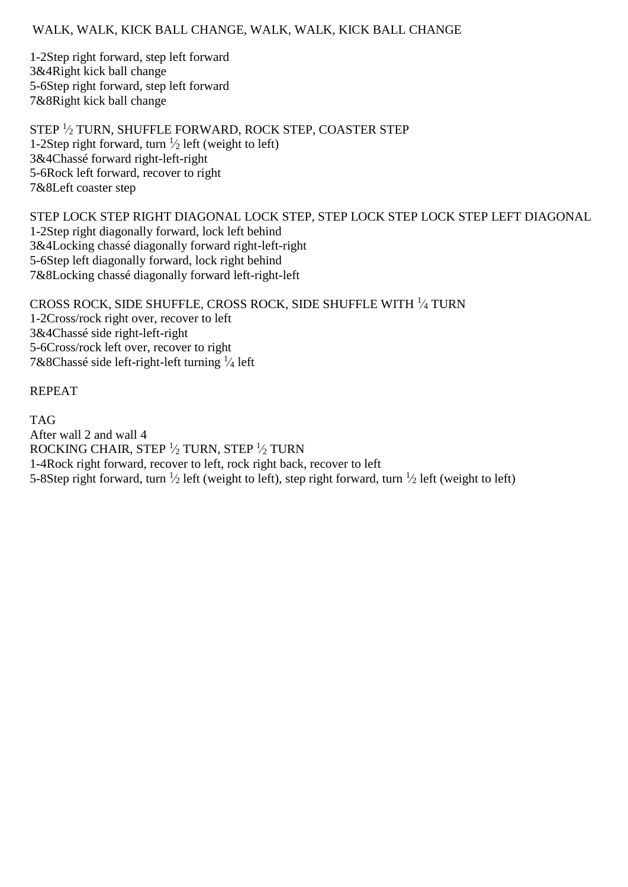WALK, WALK, KICK BALL CHANGE, WALK, WALK, KICK BALL CHANGE

1-2Step right forward, step left forward
3&4Right kick ball change
5-6Step right forward, step left forward
7&8Right kick ball change

STEP ½ TURN, SHUFFLE FORWARD, ROCK STEP, COASTER STEP
1-2Step right forward, turn ½ left (weight to left)
3&4Chassé forward right-left-right
5-6Rock left forward, recover to right
7&8Left coaster step

STEP LOCK STEP RIGHT DIAGONAL LOCK STEP, STEP LOCK STEP LOCK STEP LEFT DIAGONAL
1-2Step right diagonally forward, lock left behind
3&4Locking chassé diagonally forward right-left-right
5-6Step left diagonally forward, lock right behind
7&8Locking chassé diagonally forward left-right-left

CROSS ROCK, SIDE SHUFFLE, CROSS ROCK, SIDE SHUFFLE WITH ¼ TURN
1-2Cross/rock right over, recover to left
3&4Chassé side right-left-right
5-6Cross/rock left over, recover to right
7&8Chassé side left-right-left turning ¼ left

REPEAT

TAG
After wall 2 and wall 4
ROCKING CHAIR, STEP ½ TURN, STEP ½ TURN
1-4Rock right forward, recover to left, rock right back, recover to left
5-8Step right forward, turn ½ left (weight to left), step right forward, turn ½ left (weight to left)